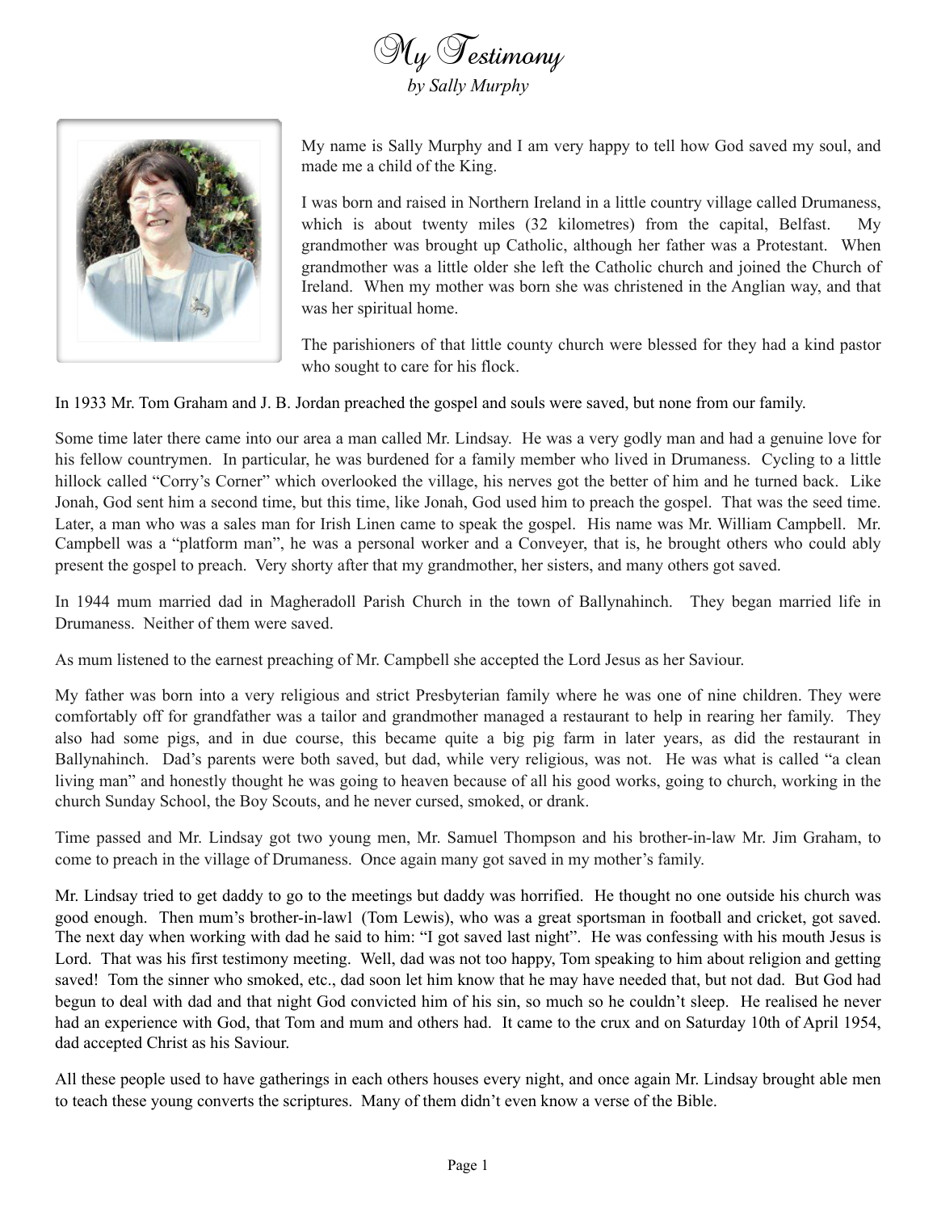# My Testimony

*by Sally Murphy*

My name is Sally Murphy and I am very happy to tell how God saved my soul, and made me a child of the King.

I was born and raised in Northern Ireland in a little country village called Drumaness, which is about twenty miles (32 kilometres) from the capital, Belfast. My grandmother was brought up Catholic, although her father was a Protestant. When grandmother was a little older she left the Catholic church and joined the Church of Ireland. When my mother was born she was christened in the Anglian way, and that was her spiritual home.

The parishioners of that little county church were blessed for they had a kind pastor who sought to care for his flock.

In 1933 Mr. Tom Graham and J. B. Jordan preached the gospel and souls were saved, but none from our family.

Some time later there came into our area a man called Mr. Lindsay. He was a very godly man and had a genuine love for his fellow countrymen. In particular, he was burdened for a family member who lived in Drumaness. Cycling to a little hillock called "Corry's Corner" which overlooked the village, his nerves got the better of him and he turned back. Like Jonah, God sent him a second time, but this time, like Jonah, God used him to preach the gospel. That was the seed time. Later, a man who was a sales man for Irish Linen came to speak the gospel. His name was Mr. William Campbell. Mr. Campbell was a "platform man", he was a personal worker and a Conveyer, that is, he brought others who could ably present the gospel to preach. Very shorty after that my grandmother, her sisters, and many others got saved.

In 1944 mum married dad in Magheradoll Parish Church in the town of Ballynahinch. They began married life in Drumaness. Neither of them were saved.

As mum listened to the earnest preaching of Mr. Campbell she accepted the Lord Jesus as her Saviour.

My father was born into a very religious and strict Presbyterian family where he was one of nine children. They were comfortably off for grandfather was a tailor and grandmother managed a restaurant to help in rearing her family. They also had some pigs, and in due course, this became quite a big pig farm in later years, as did the restaurant in Ballynahinch. Dad's parents were both saved, but dad, while very religious, was not. He was what is called "a clean living man" and honestly thought he was going to heaven because of all his good works, going to church, working in the church Sunday School, the Boy Scouts, and he never cursed, smoked, or drank.

Time passed and Mr. Lindsay got two young men, Mr. Samuel Thompson and his brother-in-law Mr. Jim Graham, to come to preach in the village of Drumaness. Once again many got saved in my mother's family.

Mr. Lindsay tried to get daddy to go to the meetings but daddy was horrified. He thought no one outside his church was good enough. Then mum's brother-in-law1 (Tom Lewis), who was a great sportsman in football and cricket, got saved. The next day when working with dad he said to him: "I got saved last night". He was confessing with his mouth Jesus is Lord. That was his first testimony meeting. Well, dad was not too happy, Tom speaking to him about religion and getting saved! Tom the sinner who smoked, etc., dad soon let him know that he may have needed that, but not dad. But God had begun to deal with dad and that night God convicted him of his sin, so much so he couldn't sleep. He realised he never had an experience with God, that Tom and mum and others had. It came to the crux and on Saturday 10th of April 1954, dad accepted Christ as his Saviour.

All these people used to have gatherings in each others houses every night, and once again Mr. Lindsay brought able men to teach these young converts the scriptures. Many of them didn't even know a verse of the Bible.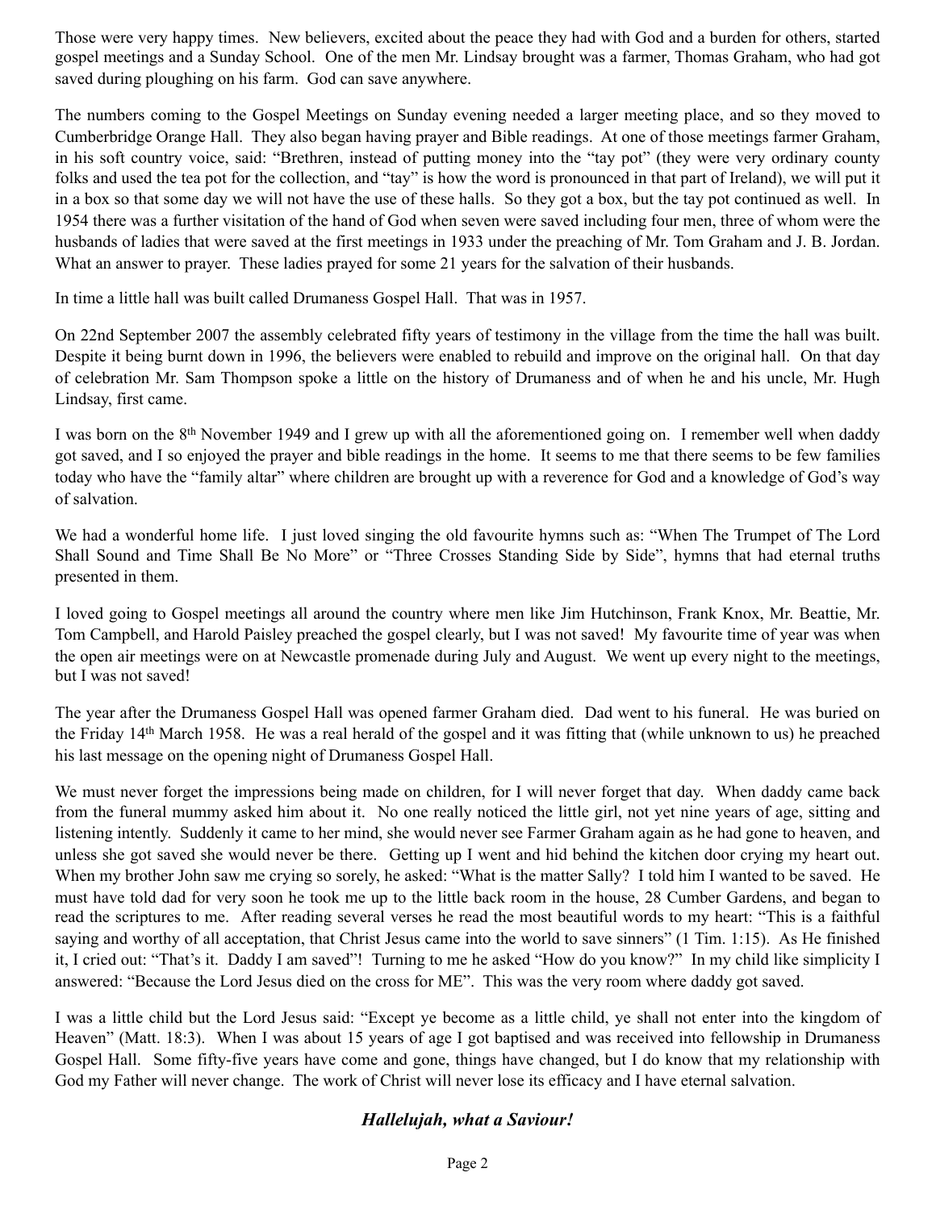Those were very happy times. New believers, excited about the peace they had with God and a burden for others, started gospel meetings and a Sunday School. One of the men Mr. Lindsay brought was a farmer, Thomas Graham, who had got saved during ploughing on his farm. God can save anywhere.

The numbers coming to the Gospel Meetings on Sunday evening needed a larger meeting place, and so they moved to Cumberbridge Orange Hall. They also began having prayer and Bible readings. At one of those meetings farmer Graham, in his soft country voice, said: "Brethren, instead of putting money into the "tay pot" (they were very ordinary county folks and used the tea pot for the collection, and "tay" is how the word is pronounced in that part of Ireland), we will put it in a box so that some day we will not have the use of these halls. So they got a box, but the tay pot continued as well. In 1954 there was a further visitation of the hand of God when seven were saved including four men, three of whom were the husbands of ladies that were saved at the first meetings in 1933 under the preaching of Mr. Tom Graham and J. B. Jordan. What an answer to prayer. These ladies prayed for some 21 years for the salvation of their husbands.

In time a little hall was built called Drumaness Gospel Hall. That was in 1957.

On 22nd September 2007 the assembly celebrated fifty years of testimony in the village from the time the hall was built. Despite it being burnt down in 1996, the believers were enabled to rebuild and improve on the original hall. On that day of celebration Mr. Sam Thompson spoke a little on the history of Drumaness and of when he and his uncle, Mr. Hugh Lindsay, first came.

I was born on the 8th November 1949 and I grew up with all the aforementioned going on. I remember well when daddy got saved, and I so enjoyed the prayer and bible readings in the home. It seems to me that there seems to be few families today who have the "family altar" where children are brought up with a reverence for God and a knowledge of God's way of salvation.

We had a wonderful home life. I just loved singing the old favourite hymns such as: "When The Trumpet of The Lord Shall Sound and Time Shall Be No More" or "Three Crosses Standing Side by Side", hymns that had eternal truths presented in them.

I loved going to Gospel meetings all around the country where men like Jim Hutchinson, Frank Knox, Mr. Beattie, Mr. Tom Campbell, and Harold Paisley preached the gospel clearly, but I was not saved! My favourite time of year was when the open air meetings were on at Newcastle promenade during July and August. We went up every night to the meetings, but I was not saved!

The year after the Drumaness Gospel Hall was opened farmer Graham died. Dad went to his funeral. He was buried on the Friday 14th March 1958. He was a real herald of the gospel and it was fitting that (while unknown to us) he preached his last message on the opening night of Drumaness Gospel Hall.

We must never forget the impressions being made on children, for I will never forget that day. When daddy came back from the funeral mummy asked him about it. No one really noticed the little girl, not yet nine years of age, sitting and listening intently. Suddenly it came to her mind, she would never see Farmer Graham again as he had gone to heaven, and unless she got saved she would never be there. Getting up I went and hid behind the kitchen door crying my heart out. When my brother John saw me crying so sorely, he asked: "What is the matter Sally? I told him I wanted to be saved. He must have told dad for very soon he took me up to the little back room in the house, 28 Cumber Gardens, and began to read the scriptures to me. After reading several verses he read the most beautiful words to my heart: "This is a faithful saying and worthy of all acceptation, that Christ Jesus came into the world to save sinners" (1 Tim. 1:15). As He finished it, I cried out: "That's it. Daddy I am saved"! Turning to me he asked "How do you know?" In my child like simplicity I answered: "Because the Lord Jesus died on the cross for ME". This was the very room where daddy got saved.

I was a little child but the Lord Jesus said: "Except ye become as a little child, ye shall not enter into the kingdom of Heaven" (Matt. 18:3). When I was about 15 years of age I got baptised and was received into fellowship in Drumaness Gospel Hall. Some fifty-five years have come and gone, things have changed, but I do know that my relationship with God my Father will never change. The work of Christ will never lose its efficacy and I have eternal salvation.

***Hallelujah, what a Saviour!***